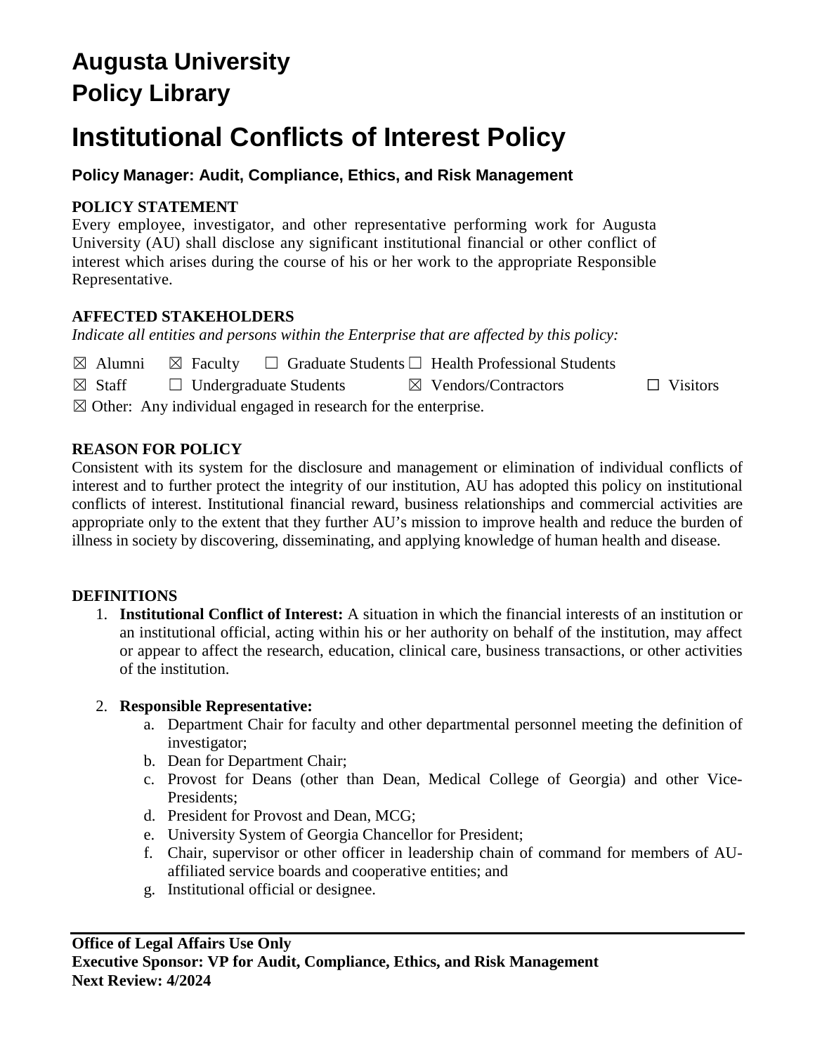# Augusta University Policy Library

# Institutional Conflicts of Interest Policy

### Policy Manager: Audit, Compliance, Ethics, and Risk Management

**POLICY STATEMENT**

Every employee, investigator, and other representative performing work for Augusta University (AU) shall disclose any significant institutional financial or other conflict of interest which arises during the course of his or her work to the appropriate Responsible Representative.

**AFFECTED STAKEHOLDERS**

*Indicate all entities and persons within the Enterprise that are affected by this policy:*

☒ Alumni ☒ Faculty ☐ Graduate Students ☐ Health Professional Students

☒ Staff ☐ Undergraduate Students ☒ Vendors/Contractors ☐ Visitors

☒ Other: Any individual engaged in research for the enterprise.

**REASON FOR POLICY**

Consistent with its system for the disclosure and management or elimination of individual conflicts of interest and to further protect the integrity of our institution, AU has adopted this policy on institutional conflicts of interest. Institutional financial reward, business relationships and commercial activities are appropriate only to the extent that they further AU's mission to improve health and reduce the burden of illness in society by discovering, disseminating, and applying knowledge of human health and disease.

**DEFINITIONS**

1. **Institutional Conflict of Interest:** A situation in which the financial interests of an institution or an institutional official, acting within his or her authority on behalf of the institution, may affect or appear to affect the research, education, clinical care, business transactions, or other activities of the institution.

2. **Responsible Representative:**
   a. Department Chair for faculty and other departmental personnel meeting the definition of investigator;
   b. Dean for Department Chair;
   c. Provost for Deans (other than Dean, Medical College of Georgia) and other Vice-Presidents;
   d. President for Provost and Dean, MCG;
   e. University System of Georgia Chancellor for President;
   f. Chair, supervisor or other officer in leadership chain of command for members of AU-affiliated service boards and cooperative entities; and
   g. Institutional official or designee.

---

**Office of Legal Affairs Use Only**
**Executive Sponsor: VP for Audit, Compliance, Ethics, and Risk Management**
**Next Review: 4/2024**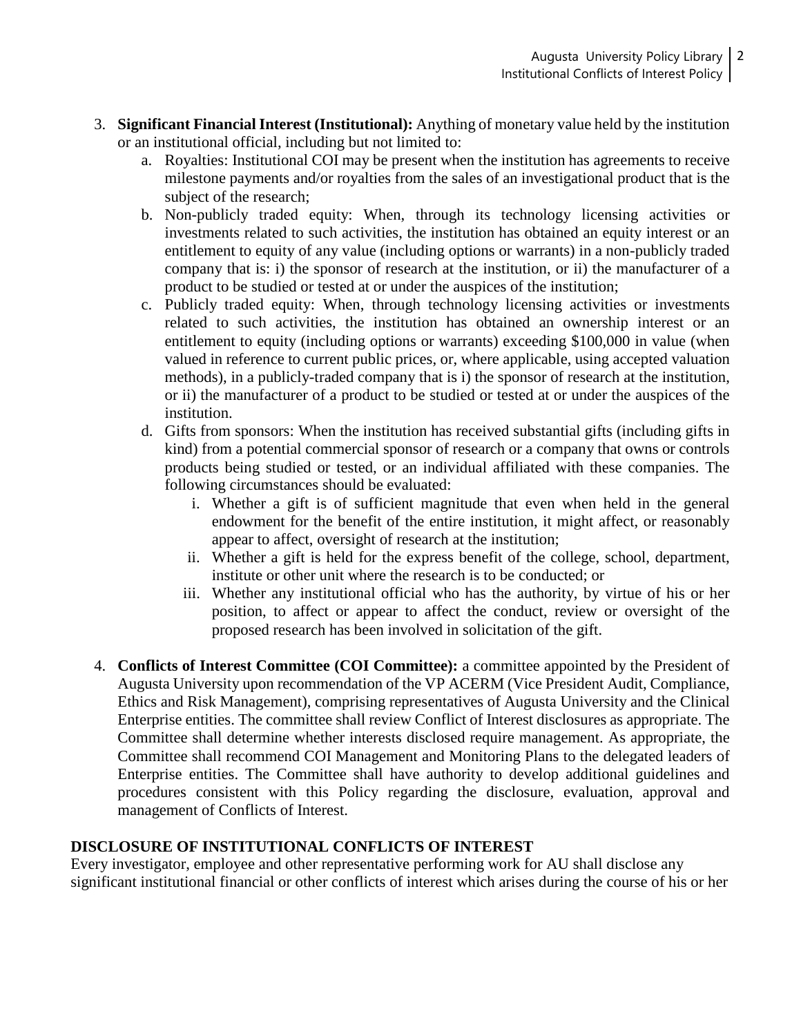3. **Significant Financial Interest (Institutional):** Anything of monetary value held by the institution or an institutional official, including but not limited to:
   a. Royalties: Institutional COI may be present when the institution has agreements to receive milestone payments and/or royalties from the sales of an investigational product that is the subject of the research;
   b. Non-publicly traded equity: When, through its technology licensing activities or investments related to such activities, the institution has obtained an equity interest or an entitlement to equity of any value (including options or warrants) in a non-publicly traded company that is: i) the sponsor of research at the institution, or ii) the manufacturer of a product to be studied or tested at or under the auspices of the institution;
   c. Publicly traded equity: When, through technology licensing activities or investments related to such activities, the institution has obtained an ownership interest or an entitlement to equity (including options or warrants) exceeding $100,000 in value (when valued in reference to current public prices, or, where applicable, using accepted valuation methods), in a publicly-traded company that is i) the sponsor of research at the institution, or ii) the manufacturer of a product to be studied or tested at or under the auspices of the institution.
   d. Gifts from sponsors: When the institution has received substantial gifts (including gifts in kind) from a potential commercial sponsor of research or a company that owns or controls products being studied or tested, or an individual affiliated with these companies. The following circumstances should be evaluated:
      i. Whether a gift is of sufficient magnitude that even when held in the general endowment for the benefit of the entire institution, it might affect, or reasonably appear to affect, oversight of research at the institution;
      ii. Whether a gift is held for the express benefit of the college, school, department, institute or other unit where the research is to be conducted; or
      iii. Whether any institutional official who has the authority, by virtue of his or her position, to affect or appear to affect the conduct, review or oversight of the proposed research has been involved in solicitation of the gift.

4. **Conflicts of Interest Committee (COI Committee):** a committee appointed by the President of Augusta University upon recommendation of the VP ACERM (Vice President Audit, Compliance, Ethics and Risk Management), comprising representatives of Augusta University and the Clinical Enterprise entities. The committee shall review Conflict of Interest disclosures as appropriate. The Committee shall determine whether interests disclosed require management. As appropriate, the Committee shall recommend COI Management and Monitoring Plans to the delegated leaders of Enterprise entities. The Committee shall have authority to develop additional guidelines and procedures consistent with this Policy regarding the disclosure, evaluation, approval and management of Conflicts of Interest.

## DISCLOSURE OF INSTITUTIONAL CONFLICTS OF INTEREST

Every investigator, employee and other representative performing work for AU shall disclose any significant institutional financial or other conflicts of interest which arises during the course of his or her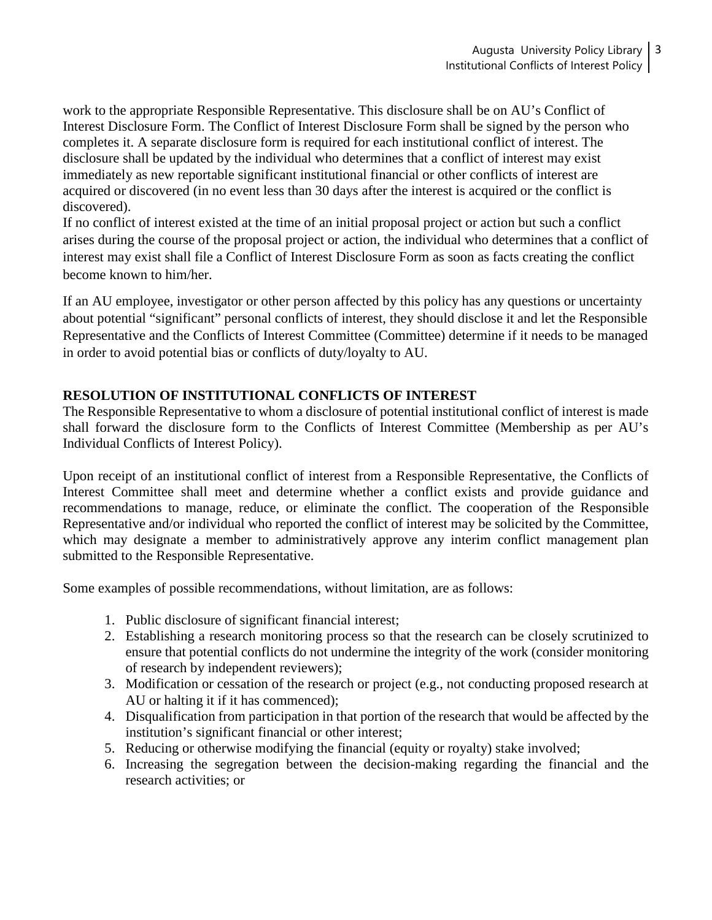work to the appropriate Responsible Representative. This disclosure shall be on AU's Conflict of Interest Disclosure Form. The Conflict of Interest Disclosure Form shall be signed by the person who completes it. A separate disclosure form is required for each institutional conflict of interest. The disclosure shall be updated by the individual who determines that a conflict of interest may exist immediately as new reportable significant institutional financial or other conflicts of interest are acquired or discovered (in no event less than 30 days after the interest is acquired or the conflict is discovered).

If no conflict of interest existed at the time of an initial proposal project or action but such a conflict arises during the course of the proposal project or action, the individual who determines that a conflict of interest may exist shall file a Conflict of Interest Disclosure Form as soon as facts creating the conflict become known to him/her.

If an AU employee, investigator or other person affected by this policy has any questions or uncertainty about potential "significant" personal conflicts of interest, they should disclose it and let the Responsible Representative and the Conflicts of Interest Committee (Committee) determine if it needs to be managed in order to avoid potential bias or conflicts of duty/loyalty to AU.

**RESOLUTION OF INSTITUTIONAL CONFLICTS OF INTEREST**

The Responsible Representative to whom a disclosure of potential institutional conflict of interest is made shall forward the disclosure form to the Conflicts of Interest Committee (Membership as per AU's Individual Conflicts of Interest Policy).

Upon receipt of an institutional conflict of interest from a Responsible Representative, the Conflicts of Interest Committee shall meet and determine whether a conflict exists and provide guidance and recommendations to manage, reduce, or eliminate the conflict. The cooperation of the Responsible Representative and/or individual who reported the conflict of interest may be solicited by the Committee, which may designate a member to administratively approve any interim conflict management plan submitted to the Responsible Representative.

Some examples of possible recommendations, without limitation, are as follows:

1. Public disclosure of significant financial interest;
2. Establishing a research monitoring process so that the research can be closely scrutinized to ensure that potential conflicts do not undermine the integrity of the work (consider monitoring of research by independent reviewers);
3. Modification or cessation of the research or project (e.g., not conducting proposed research at AU or halting it if it has commenced);
4. Disqualification from participation in that portion of the research that would be affected by the institution's significant financial or other interest;
5. Reducing or otherwise modifying the financial (equity or royalty) stake involved;
6. Increasing the segregation between the decision-making regarding the financial and the research activities; or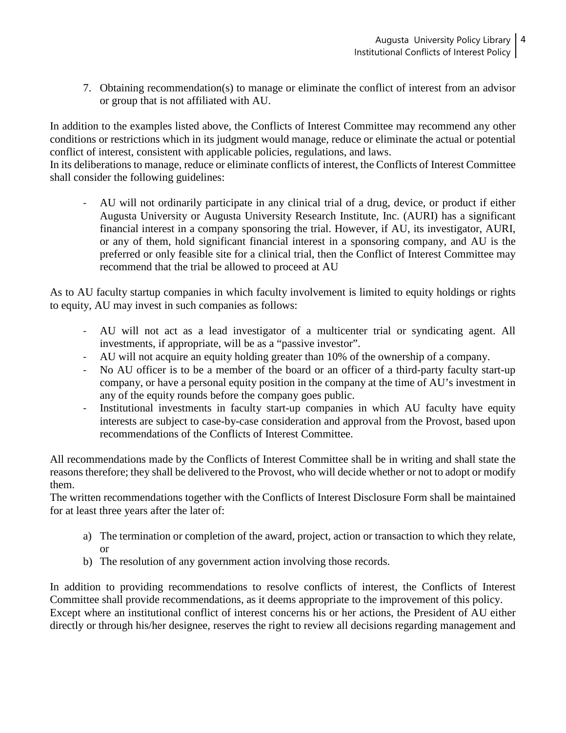7. Obtaining recommendation(s) to manage or eliminate the conflict of interest from an advisor or group that is not affiliated with AU.

In addition to the examples listed above, the Conflicts of Interest Committee may recommend any other conditions or restrictions which in its judgment would manage, reduce or eliminate the actual or potential conflict of interest, consistent with applicable policies, regulations, and laws.

In its deliberations to manage, reduce or eliminate conflicts of interest, the Conflicts of Interest Committee shall consider the following guidelines:

- AU will not ordinarily participate in any clinical trial of a drug, device, or product if either Augusta University or Augusta University Research Institute, Inc. (AURI) has a significant financial interest in a company sponsoring the trial. However, if AU, its investigator, AURI, or any of them, hold significant financial interest in a sponsoring company, and AU is the preferred or only feasible site for a clinical trial, then the Conflict of Interest Committee may recommend that the trial be allowed to proceed at AU

As to AU faculty startup companies in which faculty involvement is limited to equity holdings or rights to equity, AU may invest in such companies as follows:

- AU will not act as a lead investigator of a multicenter trial or syndicating agent. All investments, if appropriate, will be as a "passive investor".
- AU will not acquire an equity holding greater than 10% of the ownership of a company.
- No AU officer is to be a member of the board or an officer of a third-party faculty start-up company, or have a personal equity position in the company at the time of AU's investment in any of the equity rounds before the company goes public.
- Institutional investments in faculty start-up companies in which AU faculty have equity interests are subject to case-by-case consideration and approval from the Provost, based upon recommendations of the Conflicts of Interest Committee.

All recommendations made by the Conflicts of Interest Committee shall be in writing and shall state the reasons therefore; they shall be delivered to the Provost, who will decide whether or not to adopt or modify them.

The written recommendations together with the Conflicts of Interest Disclosure Form shall be maintained for at least three years after the later of:

a) The termination or completion of the award, project, action or transaction to which they relate, or
b) The resolution of any government action involving those records.

In addition to providing recommendations to resolve conflicts of interest, the Conflicts of Interest Committee shall provide recommendations, as it deems appropriate to the improvement of this policy.

Except where an institutional conflict of interest concerns his or her actions, the President of AU either directly or through his/her designee, reserves the right to review all decisions regarding management and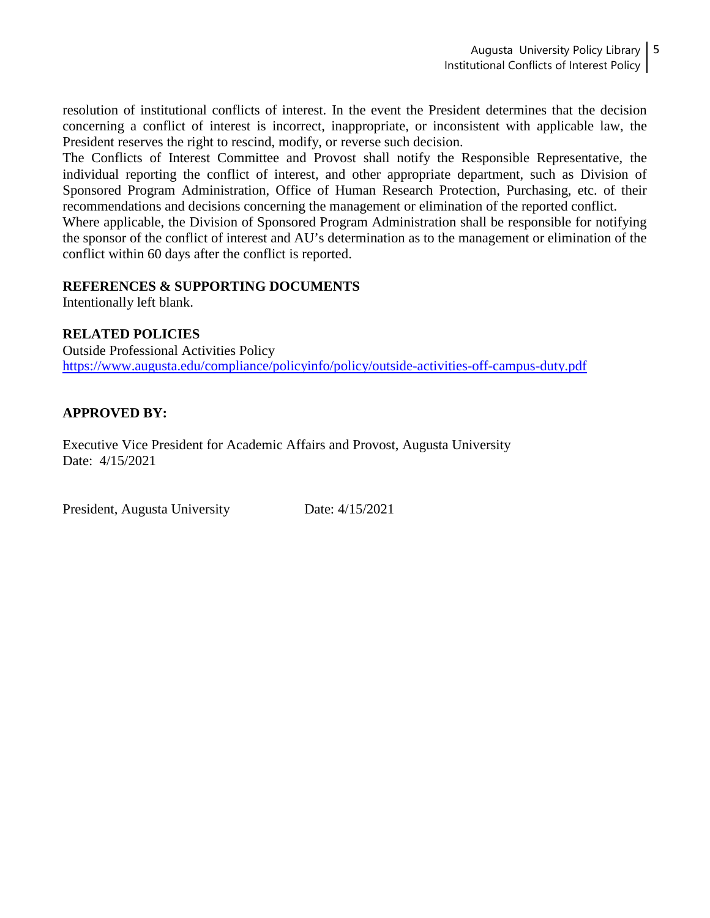resolution of institutional conflicts of interest. In the event the President determines that the decision concerning a conflict of interest is incorrect, inappropriate, or inconsistent with applicable law, the President reserves the right to rescind, modify, or reverse such decision.

The Conflicts of Interest Committee and Provost shall notify the Responsible Representative, the individual reporting the conflict of interest, and other appropriate department, such as Division of Sponsored Program Administration, Office of Human Research Protection, Purchasing, etc. of their recommendations and decisions concerning the management or elimination of the reported conflict.

Where applicable, the Division of Sponsored Program Administration shall be responsible for notifying the sponsor of the conflict of interest and AU's determination as to the management or elimination of the conflict within 60 days after the conflict is reported.

**REFERENCES & SUPPORTING DOCUMENTS**

Intentionally left blank.

**RELATED POLICIES**

Outside Professional Activities Policy
https://www.augusta.edu/compliance/policyinfo/policy/outside-activities-off-campus-duty.pdf

**APPROVED BY:**

Executive Vice President for Academic Affairs and Provost, Augusta University
Date: 4/15/2021

President, Augusta University Date: 4/15/2021